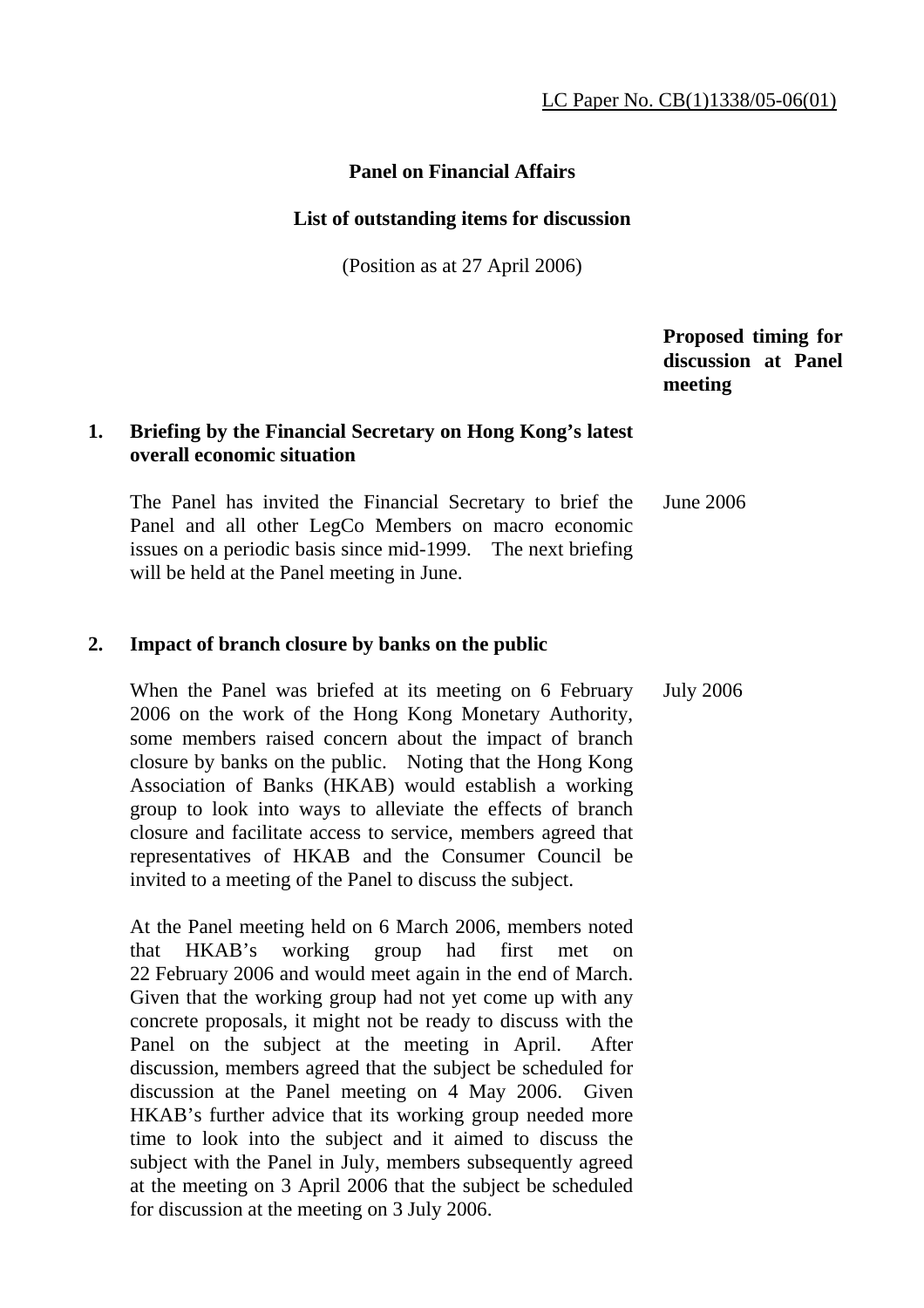LC Paper No. CB(1)1338/05-06(01)

**Panel on Financial Affairs**

**List of outstanding items for discussion**

(Position as at 27 April 2006)

| | | Proposed timing for discussion at Panel meeting |
|---|---|---|
| **1.** | **Briefing by the Financial Secretary on Hong Kong's latest overall economic situation** | |
| | The Panel has invited the Financial Secretary to brief the Panel and all other LegCo Members on macro economic issues on a periodic basis since mid-1999. The next briefing will be held at the Panel meeting in June. | June 2006 |
| **2.** | **Impact of branch closure by banks on the public** | |
| | When the Panel was briefed at its meeting on 6 February 2006 on the work of the Hong Kong Monetary Authority, some members raised concern about the impact of branch closure by banks on the public. Noting that the Hong Kong Association of Banks (HKAB) would establish a working group to look into ways to alleviate the effects of branch closure and facilitate access to service, members agreed that representatives of HKAB and the Consumer Council be invited to a meeting of the Panel to discuss the subject. | July 2006 |
| | At the Panel meeting held on 6 March 2006, members noted that HKAB's working group had first met on 22 February 2006 and would meet again in the end of March. Given that the working group had not yet come up with any concrete proposals, it might not be ready to discuss with the Panel on the subject at the meeting in April. After discussion, members agreed that the subject be scheduled for discussion at the Panel meeting on 4 May 2006. Given HKAB's further advice that its working group needed more time to look into the subject and it aimed to discuss the subject with the Panel in July, members subsequently agreed at the meeting on 3 April 2006 that the subject be scheduled for discussion at the meeting on 3 July 2006. | |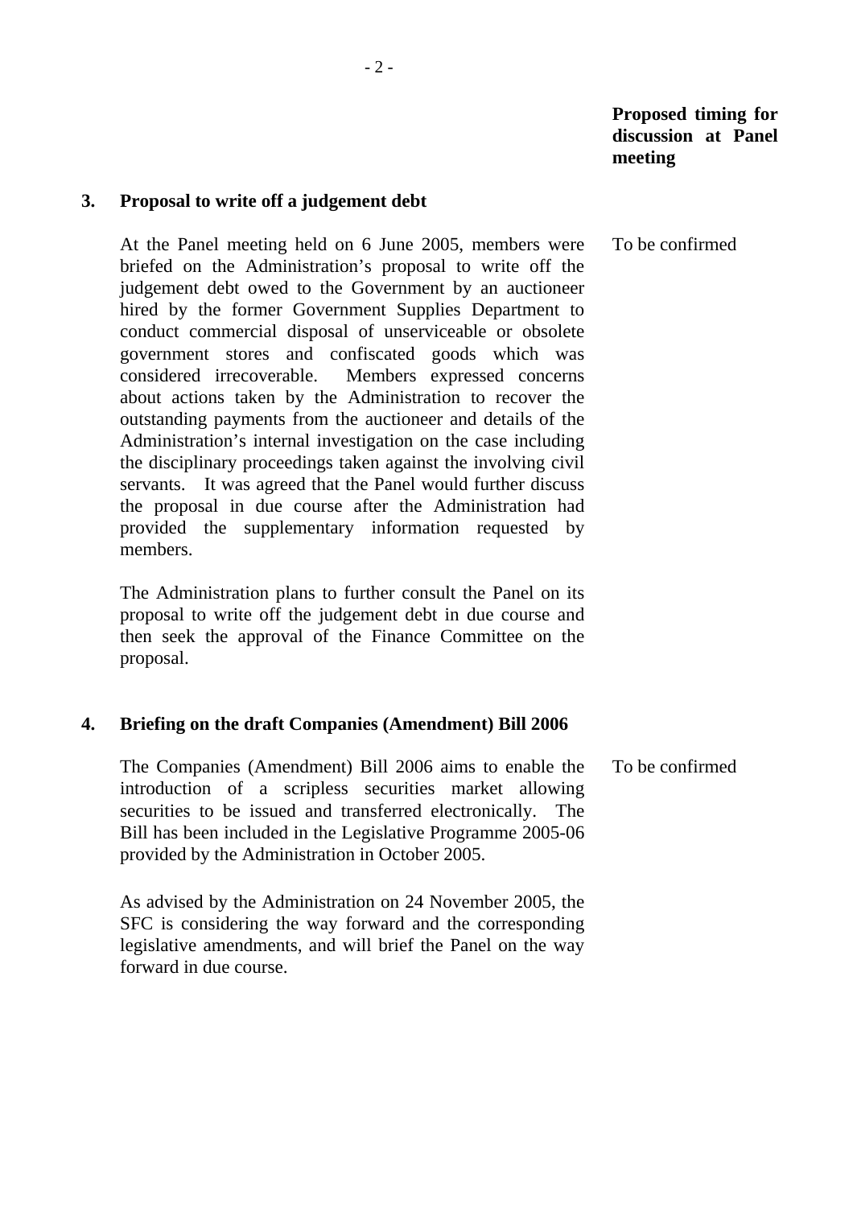**Proposed timing for discussion at Panel meeting**

**3. Proposal to write off a judgement debt**

At the Panel meeting held on 6 June 2005, members were briefed on the Administration's proposal to write off the judgement debt owed to the Government by an auctioneer hired by the former Government Supplies Department to conduct commercial disposal of unserviceable or obsolete government stores and confiscated goods which was considered irrecoverable. Members expressed concerns about actions taken by the Administration to recover the outstanding payments from the auctioneer and details of the Administration's internal investigation on the case including the disciplinary proceedings taken against the involving civil servants. It was agreed that the Panel would further discuss the proposal in due course after the Administration had provided the supplementary information requested by members.

*Proposed timing:* To be confirmed

The Administration plans to further consult the Panel on its proposal to write off the judgement debt in due course and then seek the approval of the Finance Committee on the proposal.

**4. Briefing on the draft Companies (Amendment) Bill 2006**

The Companies (Amendment) Bill 2006 aims to enable the introduction of a scripless securities market allowing securities to be issued and transferred electronically. The Bill has been included in the Legislative Programme 2005-06 provided by the Administration in October 2005.

*Proposed timing:* To be confirmed

As advised by the Administration on 24 November 2005, the SFC is considering the way forward and the corresponding legislative amendments, and will brief the Panel on the way forward in due course.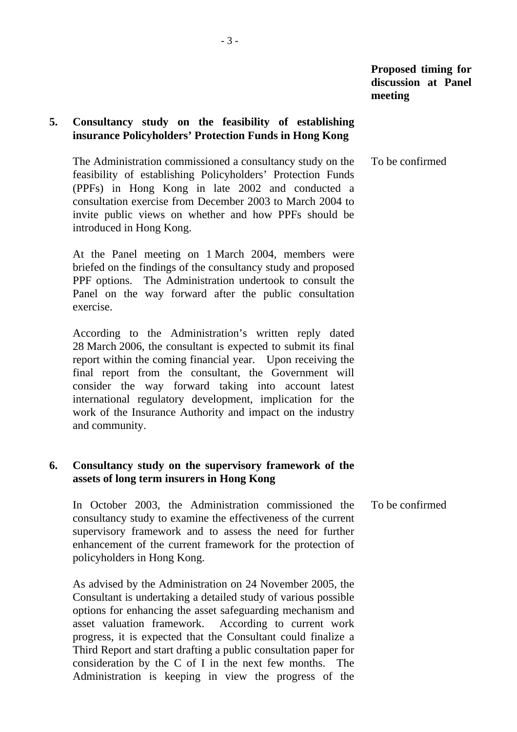**Proposed timing for discussion at Panel meeting**

**5. Consultancy study on the feasibility of establishing insurance Policyholders' Protection Funds in Hong Kong**

The Administration commissioned a consultancy study on the feasibility of establishing Policyholders' Protection Funds (PPFs) in Hong Kong in late 2002 and conducted a consultation exercise from December 2003 to March 2004 to invite public views on whether and how PPFs should be introduced in Hong Kong.

*Proposed timing for discussion at Panel meeting:* To be confirmed

At the Panel meeting on 1 March 2004, members were briefed on the findings of the consultancy study and proposed PPF options. The Administration undertook to consult the Panel on the way forward after the public consultation exercise.

According to the Administration's written reply dated 28 March 2006, the consultant is expected to submit its final report within the coming financial year. Upon receiving the final report from the consultant, the Government will consider the way forward taking into account latest international regulatory development, implication for the work of the Insurance Authority and impact on the industry and community.

**6. Consultancy study on the supervisory framework of the assets of long term insurers in Hong Kong**

In October 2003, the Administration commissioned the consultancy study to examine the effectiveness of the current supervisory framework and to assess the need for further enhancement of the current framework for the protection of policyholders in Hong Kong.

*Proposed timing for discussion at Panel meeting:* To be confirmed

As advised by the Administration on 24 November 2005, the Consultant is undertaking a detailed study of various possible options for enhancing the asset safeguarding mechanism and asset valuation framework. According to current work progress, it is expected that the Consultant could finalize a Third Report and start drafting a public consultation paper for consideration by the C of I in the next few months. The Administration is keeping in view the progress of the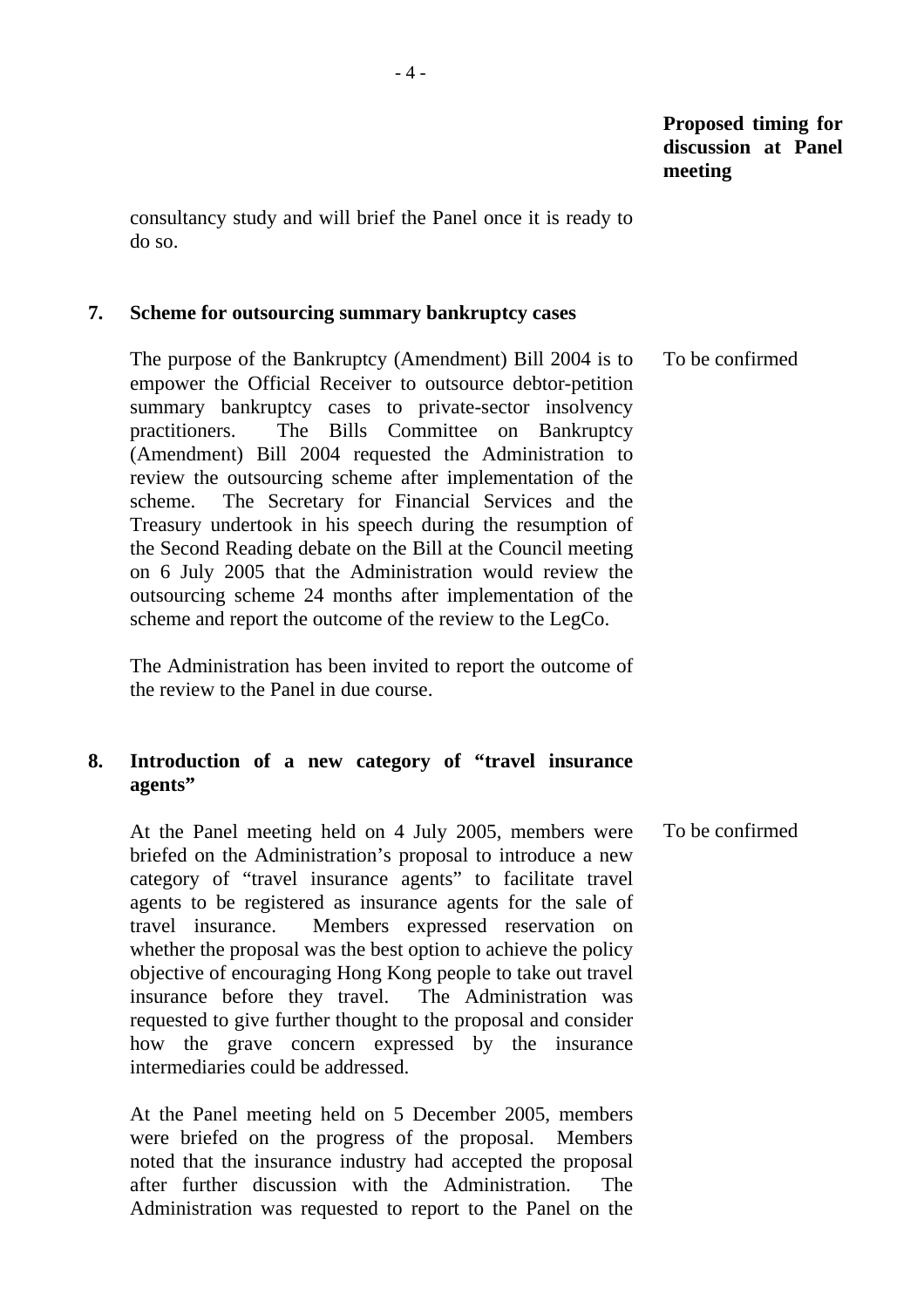**Proposed timing for discussion at Panel meeting**

consultancy study and will brief the Panel once it is ready to do so.

**7. Scheme for outsourcing summary bankruptcy cases**

The purpose of the Bankruptcy (Amendment) Bill 2004 is to empower the Official Receiver to outsource debtor-petition summary bankruptcy cases to private-sector insolvency practitioners. The Bills Committee on Bankruptcy (Amendment) Bill 2004 requested the Administration to review the outsourcing scheme after implementation of the scheme. The Secretary for Financial Services and the Treasury undertook in his speech during the resumption of the Second Reading debate on the Bill at the Council meeting on 6 July 2005 that the Administration would review the outsourcing scheme 24 months after implementation of the scheme and report the outcome of the review to the LegCo.

*Proposed timing:* To be confirmed

The Administration has been invited to report the outcome of the review to the Panel in due course.

**8. Introduction of a new category of "travel insurance agents"**

At the Panel meeting held on 4 July 2005, members were briefed on the Administration's proposal to introduce a new category of "travel insurance agents" to facilitate travel agents to be registered as insurance agents for the sale of travel insurance. Members expressed reservation on whether the proposal was the best option to achieve the policy objective of encouraging Hong Kong people to take out travel insurance before they travel. The Administration was requested to give further thought to the proposal and consider how the grave concern expressed by the insurance intermediaries could be addressed.

*Proposed timing:* To be confirmed

At the Panel meeting held on 5 December 2005, members were briefed on the progress of the proposal. Members noted that the insurance industry had accepted the proposal after further discussion with the Administration. The Administration was requested to report to the Panel on the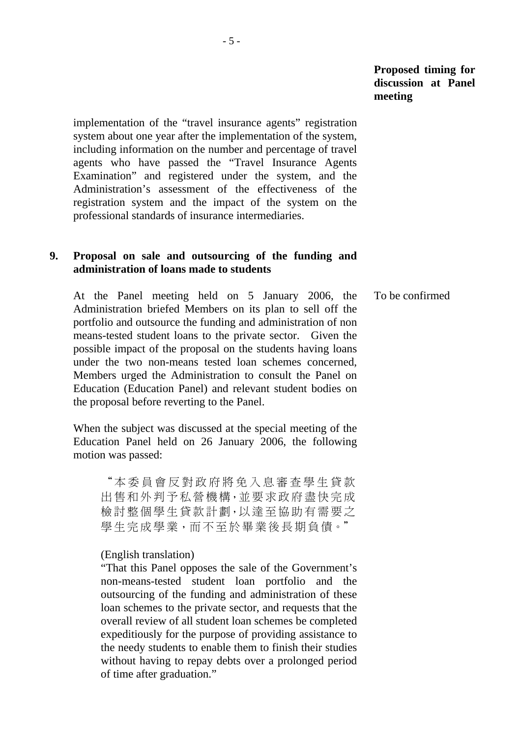**Proposed timing for discussion at Panel meeting**

implementation of the "travel insurance agents" registration system about one year after the implementation of the system, including information on the number and percentage of travel agents who have passed the "Travel Insurance Agents Examination" and registered under the system, and the Administration's assessment of the effectiveness of the registration system and the impact of the system on the professional standards of insurance intermediaries.

**9. Proposal on sale and outsourcing of the funding and administration of loans made to students**

At the Panel meeting held on 5 January 2006, the Administration briefed Members on its plan to sell off the portfolio and outsource the funding and administration of non means-tested student loans to the private sector. Given the possible impact of the proposal on the students having loans under the two non-means tested loan schemes concerned, Members urged the Administration to consult the Panel on Education (Education Panel) and relevant student bodies on the proposal before reverting to the Panel.

To be confirmed

When the subject was discussed at the special meeting of the Education Panel held on 26 January 2006, the following motion was passed:

> "本委員會反對政府將免入息審查學生貸款出售和外判予私營機構，並要求政府盡快完成檢討整個學生貸款計劃，以達至協助有需要之學生完成學業，而不至於畢業後長期負債。"
>
> (English translation)
>
> "That this Panel opposes the sale of the Government's non-means-tested student loan portfolio and the outsourcing of the funding and administration of these loan schemes to the private sector, and requests that the overall review of all student loan schemes be completed expeditiously for the purpose of providing assistance to the needy students to enable them to finish their studies without having to repay debts over a prolonged period of time after graduation."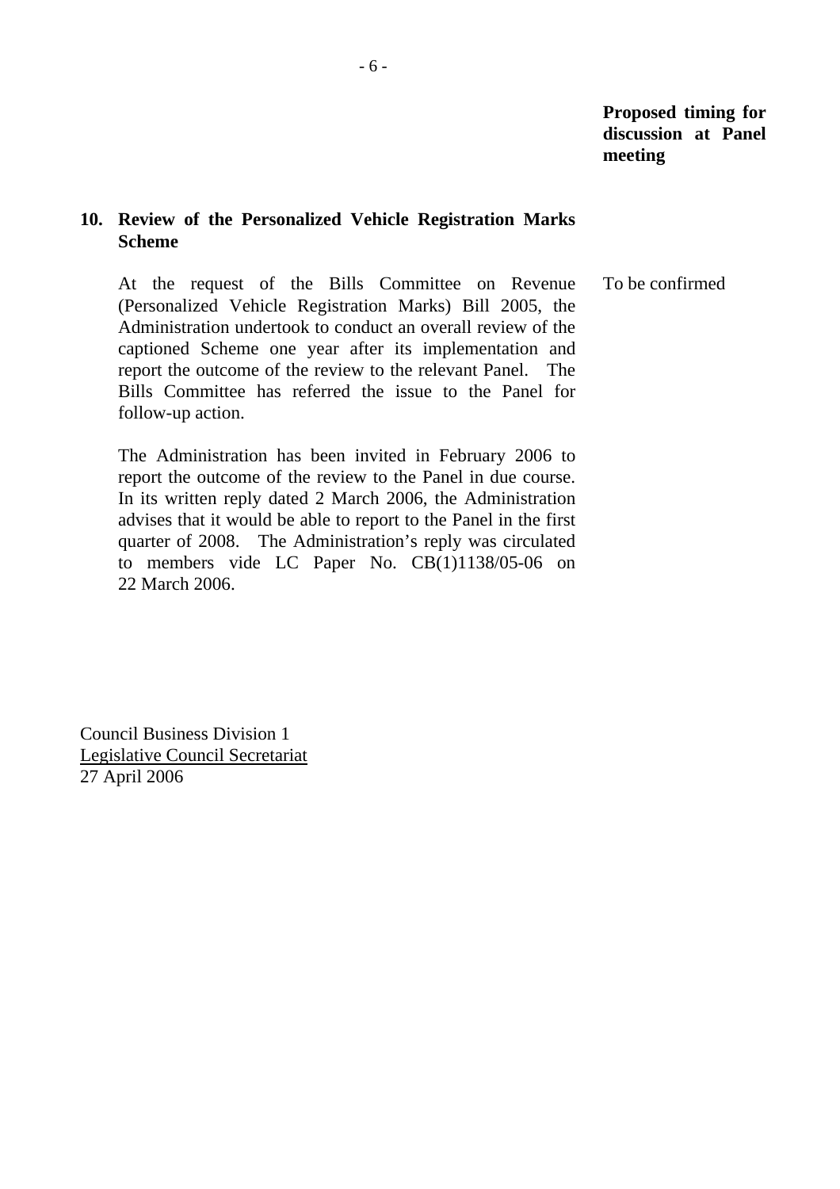**Proposed timing for discussion at Panel meeting**

**10. Review of the Personalized Vehicle Registration Marks Scheme**

At the request of the Bills Committee on Revenue (Personalized Vehicle Registration Marks) Bill 2005, the Administration undertook to conduct an overall review of the captioned Scheme one year after its implementation and report the outcome of the review to the relevant Panel. The Bills Committee has referred the issue to the Panel for follow-up action.

To be confirmed

The Administration has been invited in February 2006 to report the outcome of the review to the Panel in due course. In its written reply dated 2 March 2006, the Administration advises that it would be able to report to the Panel in the first quarter of 2008. The Administration's reply was circulated to members vide LC Paper No. CB(1)1138/05-06 on 22 March 2006.

Council Business Division 1
Legislative Council Secretariat
27 April 2006